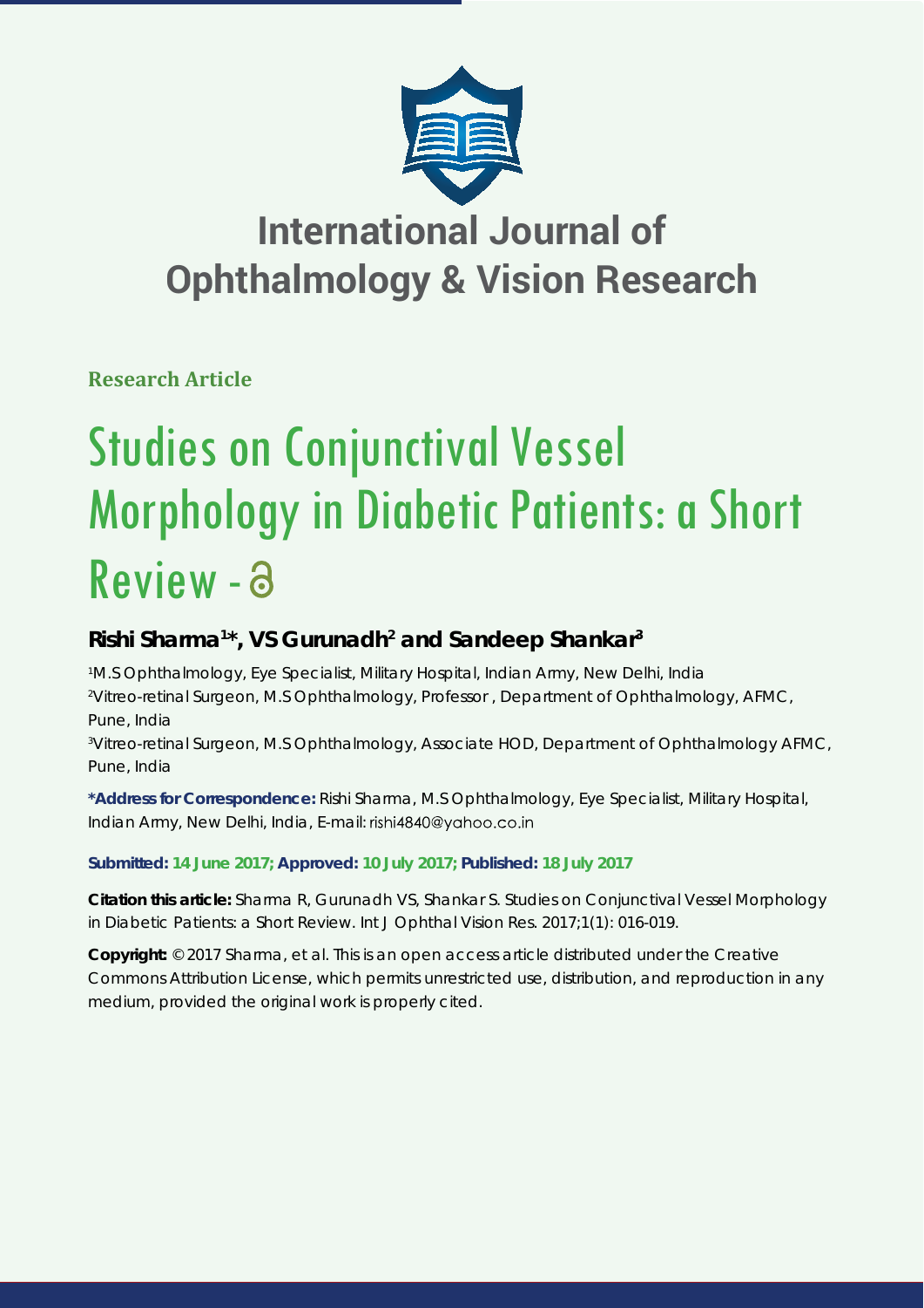# International Journal of Ophthalmology & Vision Research

**Research Article**

# Studies on Conjunctival Vessel Morphology in Diabetic Patients: a Short Review -

## Rishi Sharma[1]*, VS Gurunadh[2] and Sandeep Shankar[3]

[1]M.S Ophthalmology, Eye Specialist, Military Hospital, Indian Army, New Delhi, India
[2]Vitreo-retinal Surgeon, M.S Ophthalmology, Professor , Department of Ophthalmology, AFMC, Pune, India
[3]Vitreo-retinal Surgeon, M.S Ophthalmology, Associate HOD, Department of Ophthalmology AFMC, Pune, India

**\*Address for Correspondence:** Rishi Sharma, M.S Ophthalmology, Eye Specialist, Military Hospital, Indian Army, New Delhi, India, E-mail: rishi4840@yahoo.co.in

**Submitted: 14 June 2017; Approved: 10 July 2017; Published: 18 July 2017**

**Citation this article:** Sharma R, Gurunadh VS, Shankar S. Studies on Conjunctival Vessel Morphology in Diabetic Patients: a Short Review. Int J Ophthal Vision Res. 2017;1(1): 016-019.

**Copyright:** © 2017 Sharma, et al. This is an open access article distributed under the Creative Commons Attribution License, which permits unrestricted use, distribution, and reproduction in any medium, provided the original work is properly cited.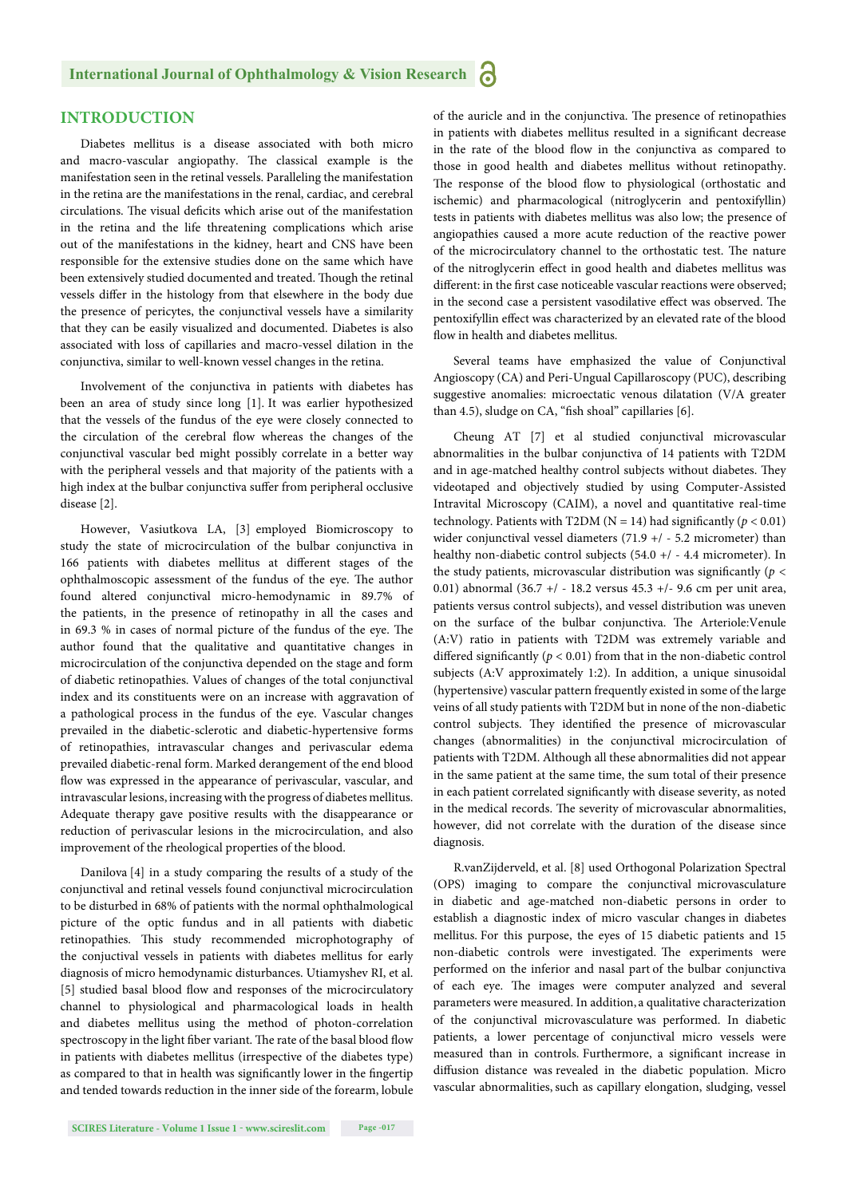## INTRODUCTION

Diabetes mellitus is a disease associated with both micro and macro-vascular angiopathy. The classical example is the manifestation seen in the retinal vessels. Paralleling the manifestation in the retina are the manifestations in the renal, cardiac, and cerebral circulations. The visual deficits which arise out of the manifestation in the retina and the life threatening complications which arise out of the manifestations in the kidney, heart and CNS have been responsible for the extensive studies done on the same which have been extensively studied documented and treated. Though the retinal vessels differ in the histology from that elsewhere in the body due the presence of pericytes, the conjunctival vessels have a similarity that they can be easily visualized and documented. Diabetes is also associated with loss of capillaries and macro-vessel dilation in the conjunctiva, similar to well-known vessel changes in the retina.

Involvement of the conjunctiva in patients with diabetes has been an area of study since long [1]. It was earlier hypothesized that the vessels of the fundus of the eye were closely connected to the circulation of the cerebral flow whereas the changes of the conjunctival vascular bed might possibly correlate in a better way with the peripheral vessels and that majority of the patients with a high index at the bulbar conjunctiva suffer from peripheral occlusive disease [2].

However, Vasiutkova LA, [3] employed Biomicroscopy to study the state of microcirculation of the bulbar conjunctiva in 166 patients with diabetes mellitus at different stages of the ophthalmoscopic assessment of the fundus of the eye. The author found altered conjunctival micro-hemodynamic in 89.7% of the patients, in the presence of retinopathy in all the cases and in 69.3 % in cases of normal picture of the fundus of the eye. The author found that the qualitative and quantitative changes in microcirculation of the conjunctiva depended on the stage and form of diabetic retinopathies. Values of changes of the total conjunctival index and its constituents were on an increase with aggravation of a pathological process in the fundus of the eye. Vascular changes prevailed in the diabetic-sclerotic and diabetic-hypertensive forms of retinopathies, intravascular changes and perivascular edema prevailed diabetic-renal form. Marked derangement of the end blood flow was expressed in the appearance of perivascular, vascular, and intravascular lesions, increasing with the progress of diabetes mellitus. Adequate therapy gave positive results with the disappearance or reduction of perivascular lesions in the microcirculation, and also improvement of the rheological properties of the blood.

Danilova [4] in a study comparing the results of a study of the conjunctival and retinal vessels found conjunctival microcirculation to be disturbed in 68% of patients with the normal ophthalmological picture of the optic fundus and in all patients with diabetic retinopathies. This study recommended microphotography of the conjuctival vessels in patients with diabetes mellitus for early diagnosis of micro hemodynamic disturbances. Utiamyshev RI, et al. [5] studied basal blood flow and responses of the microcirculatory channel to physiological and pharmacological loads in health and diabetes mellitus using the method of photon-correlation spectroscopy in the light fiber variant. The rate of the basal blood flow in patients with diabetes mellitus (irrespective of the diabetes type) as compared to that in health was significantly lower in the fingertip and tended towards reduction in the inner side of the forearm, lobule of the auricle and in the conjunctiva. The presence of retinopathies in patients with diabetes mellitus resulted in a significant decrease in the rate of the blood flow in the conjunctiva as compared to those in good health and diabetes mellitus without retinopathy. The response of the blood flow to physiological (orthostatic and ischemic) and pharmacological (nitroglycerin and pentoxifyllin) tests in patients with diabetes mellitus was also low; the presence of angiopathies caused a more acute reduction of the reactive power of the microcirculatory channel to the orthostatic test. The nature of the nitroglycerin effect in good health and diabetes mellitus was different: in the first case noticeable vascular reactions were observed; in the second case a persistent vasodilative effect was observed. The pentoxifyllin effect was characterized by an elevated rate of the blood flow in health and diabetes mellitus.

Several teams have emphasized the value of Conjunctival Angioscopy (CA) and Peri-Ungual Capillaroscopy (PUC), describing suggestive anomalies: microectatic venous dilatation (V/A greater than 4.5), sludge on CA, "fish shoal" capillaries [6].

Cheung AT [7] et al studied conjunctival microvascular abnormalities in the bulbar conjunctiva of 14 patients with T2DM and in age-matched healthy control subjects without diabetes. They videotaped and objectively studied by using Computer-Assisted Intravital Microscopy (CAIM), a novel and quantitative real-time technology. Patients with T2DM (N = 14) had significantly ($p < 0.01$) wider conjunctival vessel diameters (71.9 +/ - 5.2 micrometer) than healthy non-diabetic control subjects (54.0 +/ - 4.4 micrometer). In the study patients, microvascular distribution was significantly ($p < 0.01$) abnormal (36.7 +/ - 18.2 versus 45.3 +/- 9.6 cm per unit area, patients versus control subjects), and vessel distribution was uneven on the surface of the bulbar conjunctiva. The Arteriole:Venule (A:V) ratio in patients with T2DM was extremely variable and differed significantly ($p < 0.01$) from that in the non-diabetic control subjects (A:V approximately 1:2). In addition, a unique sinusoidal (hypertensive) vascular pattern frequently existed in some of the large veins of all study patients with T2DM but in none of the non-diabetic control subjects. They identified the presence of microvascular changes (abnormalities) in the conjunctival microcirculation of patients with T2DM. Although all these abnormalities did not appear in the same patient at the same time, the sum total of their presence in each patient correlated significantly with disease severity, as noted in the medical records. The severity of microvascular abnormalities, however, did not correlate with the duration of the disease since diagnosis.

R.vanZijderveld, et al. [8] used Orthogonal Polarization Spectral (OPS) imaging to compare the conjunctival microvasculature in diabetic and age-matched non-diabetic persons in order to establish a diagnostic index of micro vascular changes in diabetes mellitus. For this purpose, the eyes of 15 diabetic patients and 15 non-diabetic controls were investigated. The experiments were performed on the inferior and nasal part of the bulbar conjunctiva of each eye. The images were computer analyzed and several parameters were measured. In addition, a qualitative characterization of the conjunctival microvasculature was performed. In diabetic patients, a lower percentage of conjunctival micro vessels were measured than in controls. Furthermore, a significant increase in diffusion distance was revealed in the diabetic population. Micro vascular abnormalities, such as capillary elongation, sludging, vessel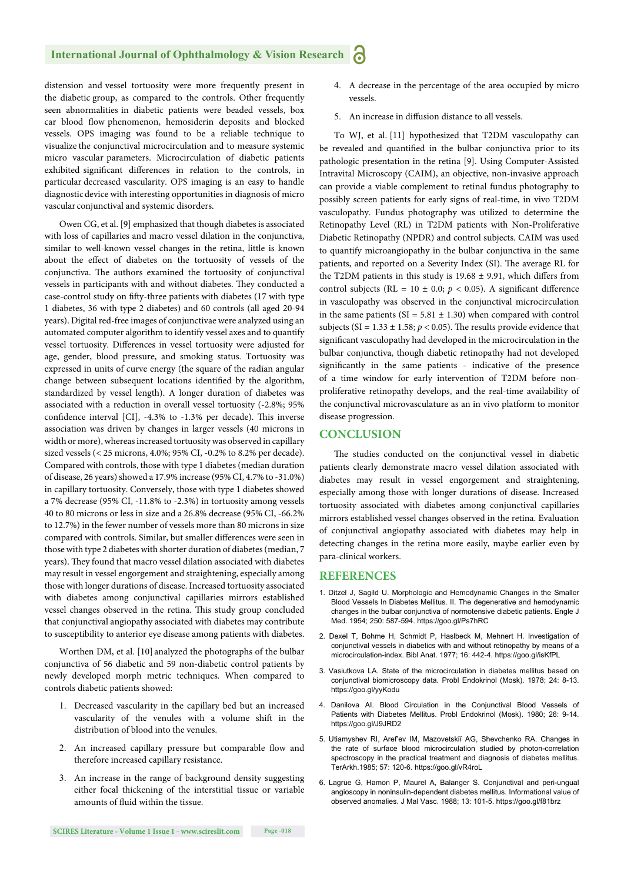distension and vessel tortuosity were more frequently present in the diabetic group, as compared to the controls. Other frequently seen abnormalities in diabetic patients were beaded vessels, box car blood flow phenomenon, hemosiderin deposits and blocked vessels. OPS imaging was found to be a reliable technique to visualize the conjunctival microcirculation and to measure systemic micro vascular parameters. Microcirculation of diabetic patients exhibited significant differences in relation to the controls, in particular decreased vascularity. OPS imaging is an easy to handle diagnostic device with interesting opportunities in diagnosis of micro vascular conjunctival and systemic disorders.

Owen CG, et al. [9] emphasized that though diabetes is associated with loss of capillaries and macro vessel dilation in the conjunctiva, similar to well-known vessel changes in the retina, little is known about the effect of diabetes on the tortuosity of vessels of the conjunctiva. The authors examined the tortuosity of conjunctival vessels in participants with and without diabetes. They conducted a case-control study on fifty-three patients with diabetes (17 with type 1 diabetes, 36 with type 2 diabetes) and 60 controls (all aged 20-94 years). Digital red-free images of conjunctivae were analyzed using an automated computer algorithm to identify vessel axes and to quantify vessel tortuosity. Differences in vessel tortuosity were adjusted for age, gender, blood pressure, and smoking status. Tortuosity was expressed in units of curve energy (the square of the radian angular change between subsequent locations identified by the algorithm, standardized by vessel length). A longer duration of diabetes was associated with a reduction in overall vessel tortuosity (-2.8%; 95% confidence interval [CI], -4.3% to -1.3% per decade). This inverse association was driven by changes in larger vessels (40 microns in width or more), whereas increased tortuosity was observed in capillary sized vessels (< 25 microns, 4.0%; 95% CI, -0.2% to 8.2% per decade). Compared with controls, those with type 1 diabetes (median duration of disease, 26 years) showed a 17.9% increase (95% CI, 4.7% to -31.0%) in capillary tortuosity. Conversely, those with type 1 diabetes showed a 7% decrease (95% CI, -11.8% to -2.3%) in tortuosity among vessels 40 to 80 microns or less in size and a 26.8% decrease (95% CI, -66.2% to 12.7%) in the fewer number of vessels more than 80 microns in size compared with controls. Similar, but smaller differences were seen in those with type 2 diabetes with shorter duration of diabetes (median, 7 years). They found that macro vessel dilation associated with diabetes may result in vessel engorgement and straightening, especially among those with longer durations of disease. Increased tortuosity associated with diabetes among conjunctival capillaries mirrors established vessel changes observed in the retina. This study group concluded that conjunctival angiopathy associated with diabetes may contribute to susceptibility to anterior eye disease among patients with diabetes.

Worthen DM, et al. [10] analyzed the photographs of the bulbar conjunctiva of 56 diabetic and 59 non-diabetic control patients by newly developed morph metric techniques. When compared to controls diabetic patients showed:

1. Decreased vascularity in the capillary bed but an increased vascularity of the venules with a volume shift in the distribution of blood into the venules.
2. An increased capillary pressure but comparable flow and therefore increased capillary resistance.
3. An increase in the range of background density suggesting either focal thickening of the interstitial tissue or variable amounts of fluid within the tissue.
4. A decrease in the percentage of the area occupied by micro vessels.
5. An increase in diffusion distance to all vessels.

To WJ, et al. [11] hypothesized that T2DM vasculopathy can be revealed and quantified in the bulbar conjunctiva prior to its pathologic presentation in the retina [9]. Using Computer-Assisted Intravital Microscopy (CAIM), an objective, non-invasive approach can provide a viable complement to retinal fundus photography to possibly screen patients for early signs of real-time, in vivo T2DM vasculopathy. Fundus photography was utilized to determine the Retinopathy Level (RL) in T2DM patients with Non-Proliferative Diabetic Retinopathy (NPDR) and control subjects. CAIM was used to quantify microangiopathy in the bulbar conjunctiva in the same patients, and reported on a Severity Index (SI). The average RL for the T2DM patients in this study is $19.68 \pm 9.91$, which differs from control subjects (RL = $10 \pm 0.0$; $p < 0.05$). A significant difference in vasculopathy was observed in the conjunctival microcirculation in the same patients (SI = $5.81 \pm 1.30$) when compared with control subjects (SI = $1.33 \pm 1.58$; $p < 0.05$). The results provide evidence that significant vasculopathy had developed in the microcirculation in the bulbar conjunctiva, though diabetic retinopathy had not developed significantly in the same patients - indicative of the presence of a time window for early intervention of T2DM before non-proliferative retinopathy develops, and the real-time availability of the conjunctival microvasculature as an in vivo platform to monitor disease progression.

## CONCLUSION

The studies conducted on the conjunctival vessel in diabetic patients clearly demonstrate macro vessel dilation associated with diabetes may result in vessel engorgement and straightening, especially among those with longer durations of disease. Increased tortuosity associated with diabetes among conjunctival capillaries mirrors established vessel changes observed in the retina. Evaluation of conjunctival angiopathy associated with diabetes may help in detecting changes in the retina more easily, maybe earlier even by para-clinical workers.

## REFERENCES

1. Ditzel J, Sagild U. Morphologic and Hemodynamic Changes in the Smaller Blood Vessels In Diabetes Mellitus. II. The degenerative and hemodynamic changes in the bulbar conjunctiva of normotensive diabetic patients. Engle J Med. 1954; 250: 587-594. https://goo.gl/Ps7hRC
2. Dexel T, Bohme H, Schmidt P, Haslbeck M, Mehnert H. Investigation of conjunctival vessels in diabetics with and without retinopathy by means of a microcirculation-index. Bibl Anat. 1977; 16: 442-4. https://goo.gl/isKfPL
3. Vasiutkova LA. State of the microcirculation in diabetes mellitus based on conjunctival biomicroscopy data. Probl Endokrinol (Mosk). 1978; 24: 8-13. https://goo.gl/yyKodu
4. Danilova AI. Blood Circulation in the Conjunctival Blood Vessels of Patients with Diabetes Mellitus. Probl Endokrinol (Mosk). 1980; 26: 9-14. https://goo.gl/J9JRD2
5. Utiamyshev RI, Aref'ev IM, Mazovetskiĭ AG, Shevchenko RA. Changes in the rate of surface blood microcirculation studied by photon-correlation spectroscopy in the practical treatment and diagnosis of diabetes mellitus. TerArkh.1985; 57: 120-6. https://goo.gl/vR4roL
6. Lagrue G, Hamon P, Maurel A, Balanger S. Conjunctival and peri-ungual angioscopy in noninsulin-dependent diabetes mellitus. Informational value of observed anomalies. J Mal Vasc. 1988; 13: 101-5. https://goo.gl/f81brz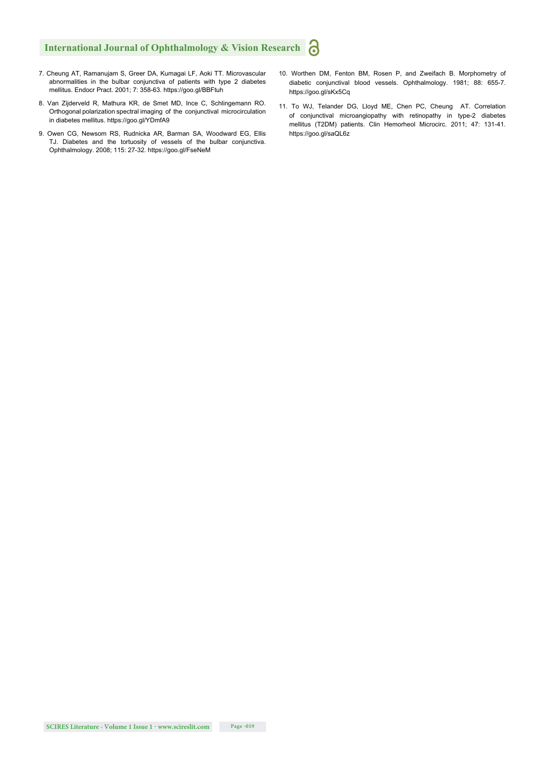7. Cheung AT, Ramanujam S, Greer DA, Kumagai LF, Aoki TT. Microvascular abnormalities in the bulbar conjunctiva of patients with type 2 diabetes mellitus. Endocr Pract. 2001; 7: 358-63. https://goo.gl/BBFtuh

8. Van Zijderveld R, Mathura KR, de Smet MD, Ince C, Schlingemann RO. Orthogonal polarization spectral imaging of the conjunctival microcirculation in diabetes mellitus. https://goo.gl/YDmfA9

9. Owen CG, Newsom RS, Rudnicka AR, Barman SA, Woodward EG, Ellis TJ. Diabetes and the tortuosity of vessels of the bulbar conjunctiva. Ophthalmology. 2008; 115: 27-32. https://goo.gl/FseNeM

10. Worthen DM, Fenton BM, Rosen P, and Zweifach B. Morphometry of diabetic conjunctival blood vessels. Ophthalmology. 1981; 88: 655-7. https://goo.gl/sKx5Cq

11. To WJ, Telander DG, Lloyd ME, Chen PC, Cheung AT. Correlation of conjunctival microangiopathy with retinopathy in type-2 diabetes mellitus (T2DM) patients. Clin Hemorheol Microcirc. 2011; 47: 131-41. https://goo.gl/saQL6z